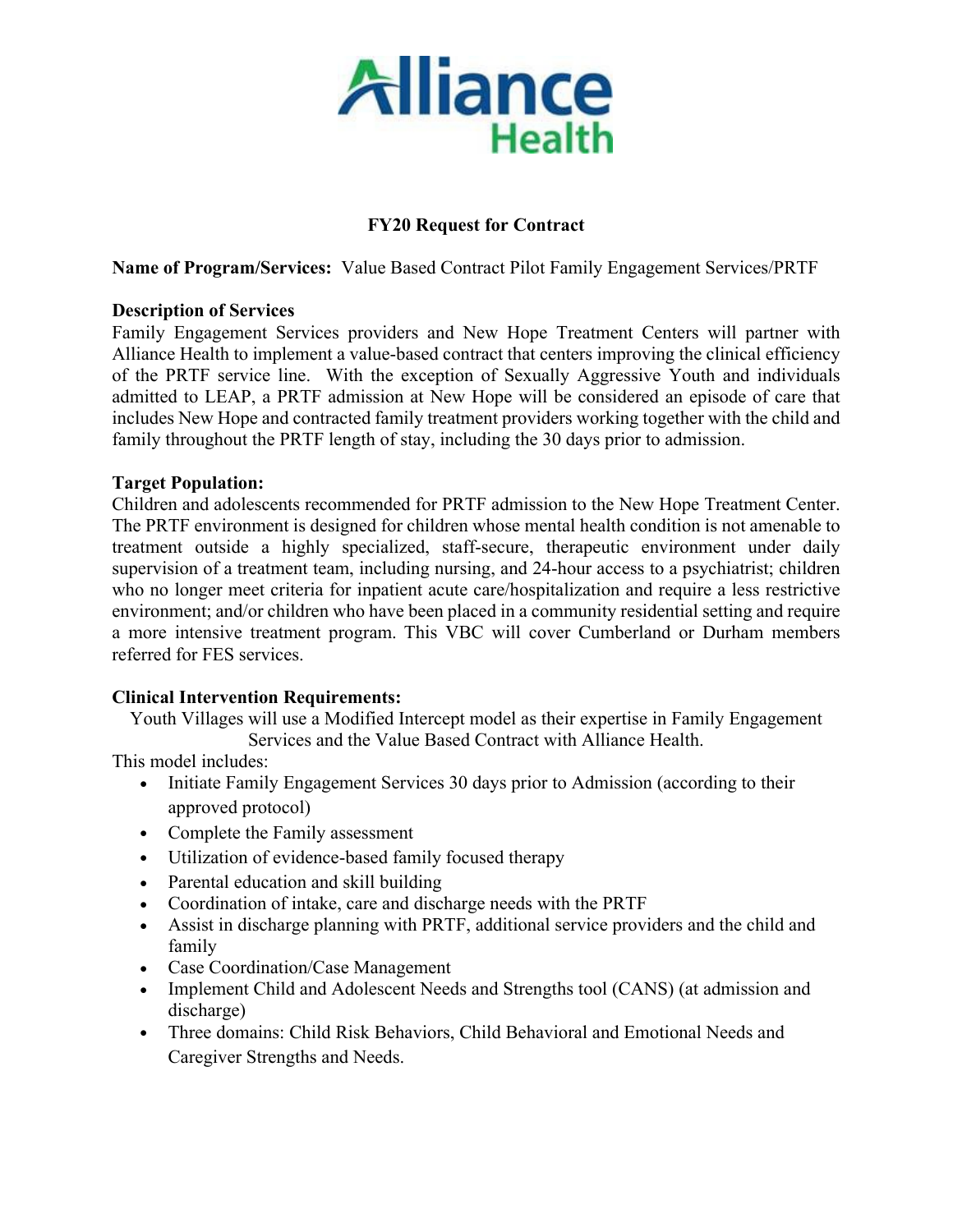Alliance Health

## FY20 Request for Contract

**Name of Program/Services:** Value Based Contract Pilot Family Engagement Services/PRTF

**Description of Services**

Family Engagement Services providers and New Hope Treatment Centers will partner with Alliance Health to implement a value-based contract that centers improving the clinical efficiency of the PRTF service line. With the exception of Sexually Aggressive Youth and individuals admitted to LEAP, a PRTF admission at New Hope will be considered an episode of care that includes New Hope and contracted family treatment providers working together with the child and family throughout the PRTF length of stay, including the 30 days prior to admission.

**Target Population:**

Children and adolescents recommended for PRTF admission to the New Hope Treatment Center. The PRTF environment is designed for children whose mental health condition is not amenable to treatment outside a highly specialized, staff-secure, therapeutic environment under daily supervision of a treatment team, including nursing, and 24-hour access to a psychiatrist; children who no longer meet criteria for inpatient acute care/hospitalization and require a less restrictive environment; and/or children who have been placed in a community residential setting and require a more intensive treatment program. This VBC will cover Cumberland or Durham members referred for FES services.

**Clinical Intervention Requirements:**

Youth Villages will use a Modified Intercept model as their expertise in Family Engagement Services and the Value Based Contract with Alliance Health.

This model includes:

- Initiate Family Engagement Services 30 days prior to Admission (according to their approved protocol)
- Complete the Family assessment
- Utilization of evidence-based family focused therapy
- Parental education and skill building
- Coordination of intake, care and discharge needs with the PRTF
- Assist in discharge planning with PRTF, additional service providers and the child and family
- Case Coordination/Case Management
- Implement Child and Adolescent Needs and Strengths tool (CANS) (at admission and discharge)
- Three domains: Child Risk Behaviors, Child Behavioral and Emotional Needs and Caregiver Strengths and Needs.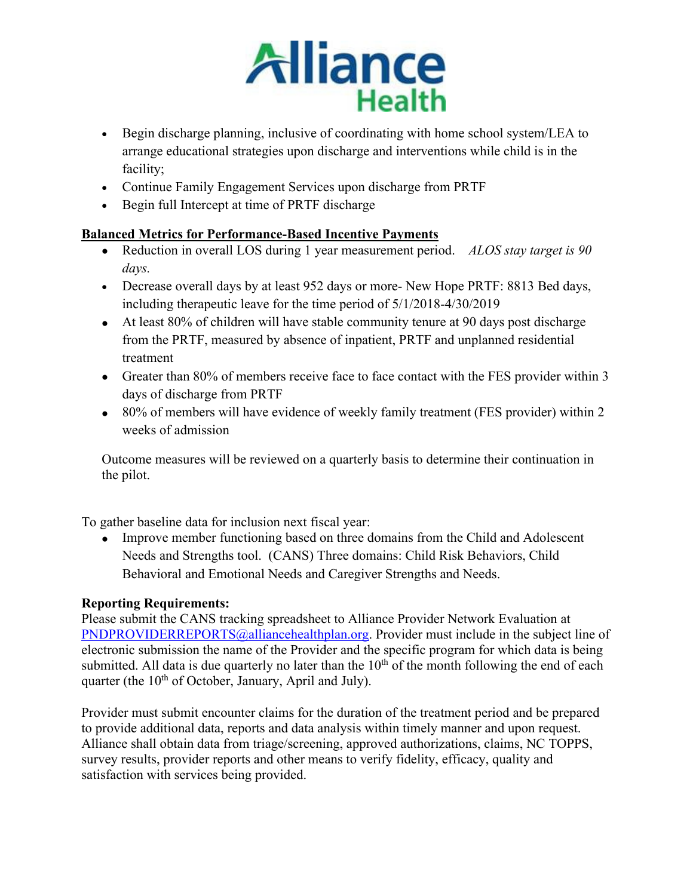- Begin discharge planning, inclusive of coordinating with home school system/LEA to arrange educational strategies upon discharge and interventions while child is in the facility;
- Continue Family Engagement Services upon discharge from PRTF
- Begin full Intercept at time of PRTF discharge

**Balanced Metrics for Performance-Based Incentive Payments**

- Reduction in overall LOS during 1 year measurement period. *ALOS stay target is 90 days.*
- Decrease overall days by at least 952 days or more- New Hope PRTF: 8813 Bed days, including therapeutic leave for the time period of 5/1/2018-4/30/2019
- At least 80% of children will have stable community tenure at 90 days post discharge from the PRTF, measured by absence of inpatient, PRTF and unplanned residential treatment
- Greater than 80% of members receive face to face contact with the FES provider within 3 days of discharge from PRTF
- 80% of members will have evidence of weekly family treatment (FES provider) within 2 weeks of admission

Outcome measures will be reviewed on a quarterly basis to determine their continuation in the pilot.

To gather baseline data for inclusion next fiscal year:

- Improve member functioning based on three domains from the Child and Adolescent Needs and Strengths tool. (CANS) Three domains: Child Risk Behaviors, Child Behavioral and Emotional Needs and Caregiver Strengths and Needs.

**Reporting Requirements:**

Please submit the CANS tracking spreadsheet to Alliance Provider Network Evaluation at PNDPROVIDERREPORTS@alliancehealthplan.org. Provider must include in the subject line of electronic submission the name of the Provider and the specific program for which data is being submitted. All data is due quarterly no later than the 10th of the month following the end of each quarter (the 10th of October, January, April and July).

Provider must submit encounter claims for the duration of the treatment period and be prepared to provide additional data, reports and data analysis within timely manner and upon request. Alliance shall obtain data from triage/screening, approved authorizations, claims, NC TOPPS, survey results, provider reports and other means to verify fidelity, efficacy, quality and satisfaction with services being provided.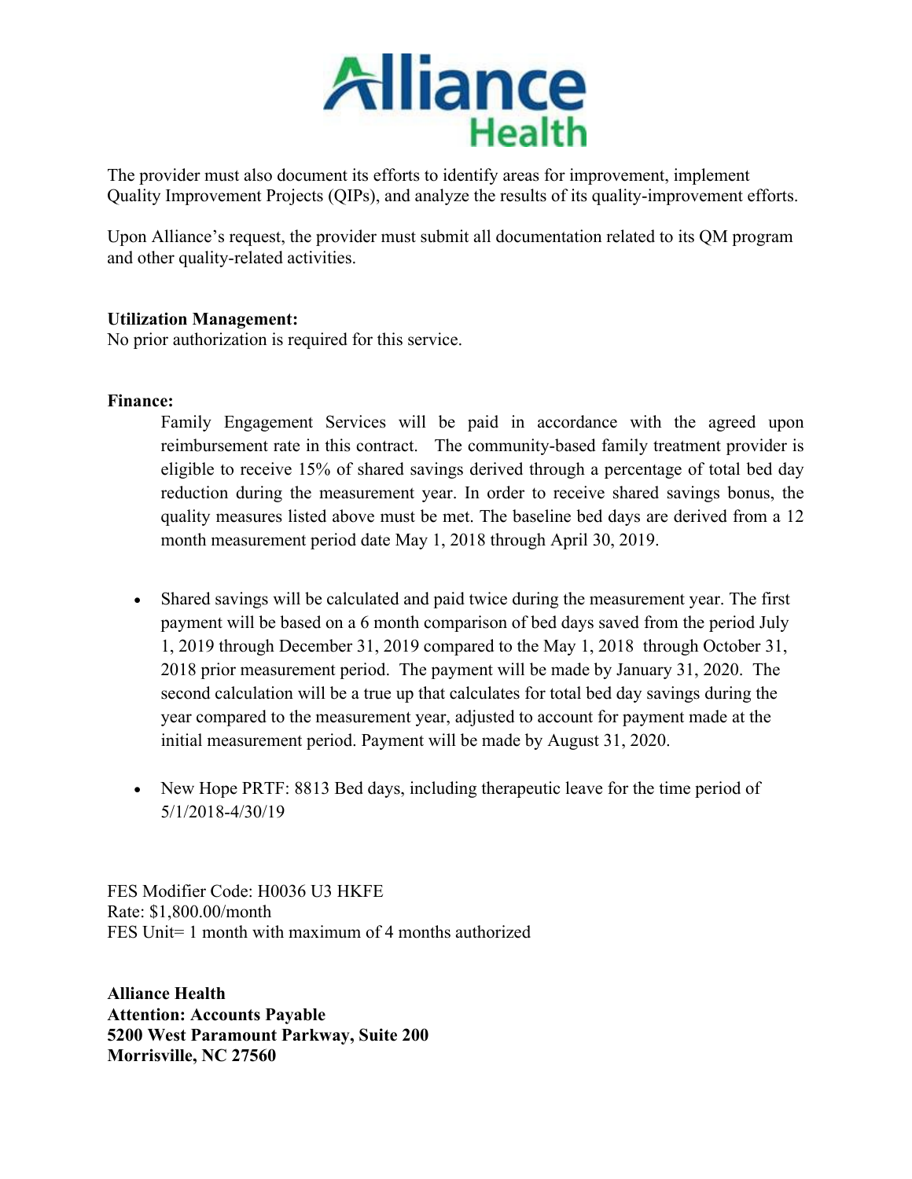The provider must also document its efforts to identify areas for improvement, implement Quality Improvement Projects (QIPs), and analyze the results of its quality-improvement efforts.

Upon Alliance's request, the provider must submit all documentation related to its QM program and other quality-related activities.

**Utilization Management:**
No prior authorization is required for this service.

**Finance:**

Family Engagement Services will be paid in accordance with the agreed upon reimbursement rate in this contract. The community-based family treatment provider is eligible to receive 15% of shared savings derived through a percentage of total bed day reduction during the measurement year. In order to receive shared savings bonus, the quality measures listed above must be met. The baseline bed days are derived from a 12 month measurement period date May 1, 2018 through April 30, 2019.

- Shared savings will be calculated and paid twice during the measurement year. The first payment will be based on a 6 month comparison of bed days saved from the period July 1, 2019 through December 31, 2019 compared to the May 1, 2018 through October 31, 2018 prior measurement period. The payment will be made by January 31, 2020. The second calculation will be a true up that calculates for total bed day savings during the year compared to the measurement year, adjusted to account for payment made at the initial measurement period. Payment will be made by August 31, 2020.
- New Hope PRTF: 8813 Bed days, including therapeutic leave for the time period of 5/1/2018-4/30/19

FES Modifier Code: H0036 U3 HKFE
Rate: $1,800.00/month
FES Unit= 1 month with maximum of 4 months authorized

**Alliance Health**
**Attention: Accounts Payable**
**5200 West Paramount Parkway, Suite 200**
**Morrisville, NC 27560**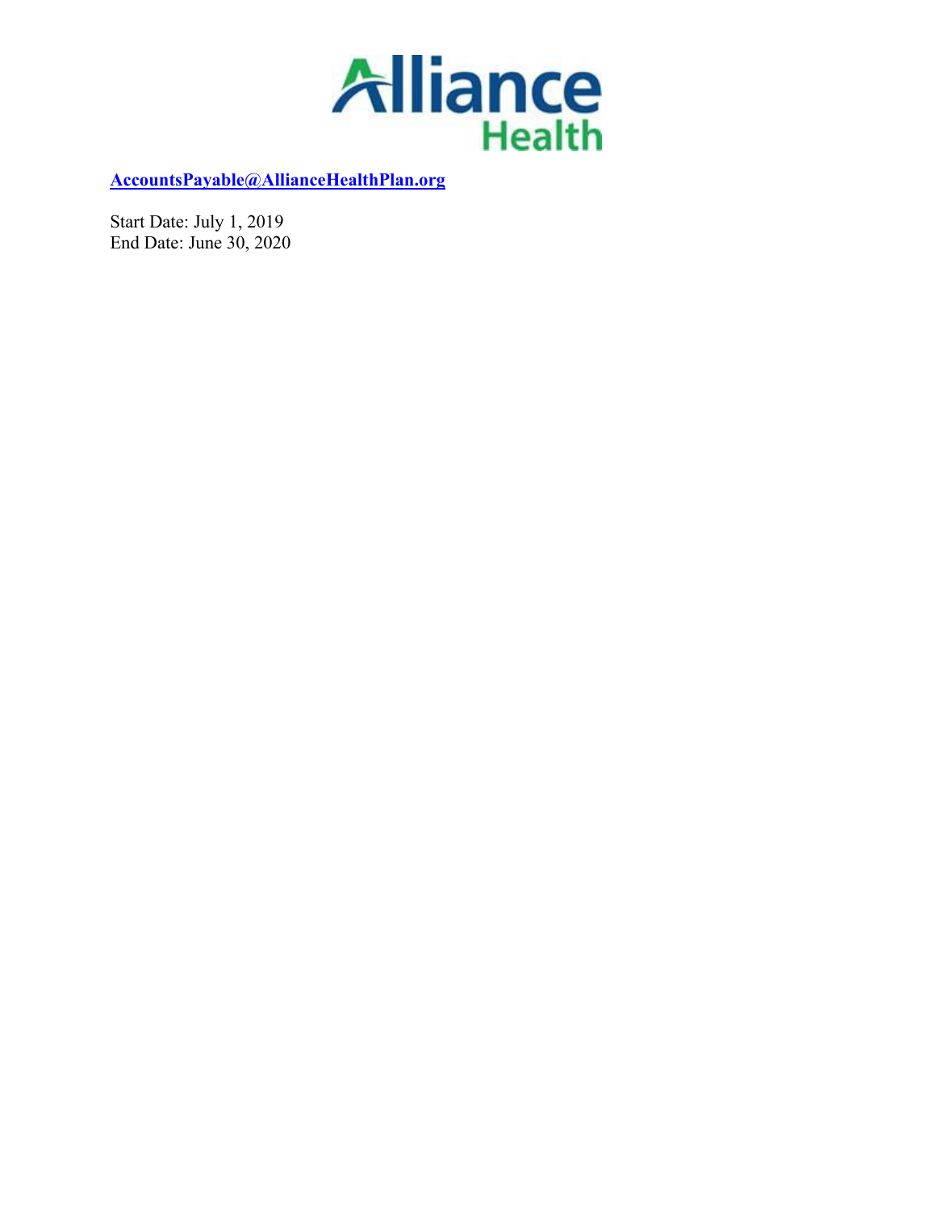Alliance
Health

**AccountsPayable@AllianceHealthPlan.org**

Start Date: July 1, 2019
End Date: June 30, 2020